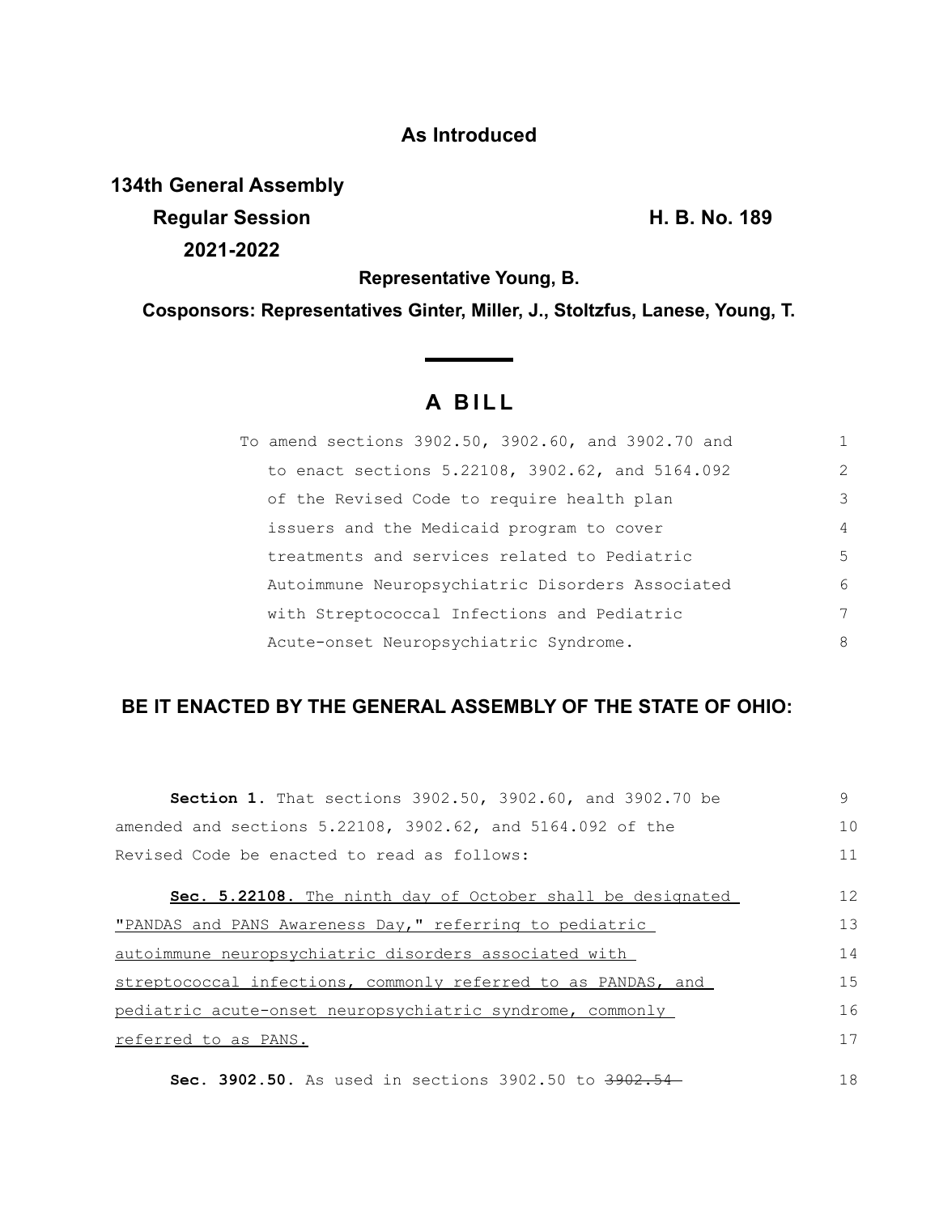**As Introduced**

**134th General Assembly**

**Regular Session** **H. B. No. 189**

**2021-2022**

**Representative Young, B.**

**Cosponsors: Representatives Ginter, Miller, J., Stoltzfus, Lanese, Young, T.**

# A BILL

To amend sections 3902.50, 3902.60, and 3902.70 and to enact sections 5.22108, 3902.62, and 5164.092 of the Revised Code to require health plan issuers and the Medicaid program to cover treatments and services related to Pediatric Autoimmune Neuropsychiatric Disorders Associated with Streptococcal Infections and Pediatric Acute-onset Neuropsychiatric Syndrome.

**BE IT ENACTED BY THE GENERAL ASSEMBLY OF THE STATE OF OHIO:**

**Section 1.** That sections 3902.50, 3902.60, and 3902.70 be amended and sections 5.22108, 3902.62, and 5164.092 of the Revised Code be enacted to read as follows:

**Sec. 5.22108.** The ninth day of October shall be designated "PANDAS and PANS Awareness Day," referring to pediatric autoimmune neuropsychiatric disorders associated with streptococcal infections, commonly referred to as PANDAS, and pediatric acute-onset neuropsychiatric syndrome, commonly referred to as PANS.

**Sec. 3902.50.** As used in sections 3902.50 to ~~3902.54~~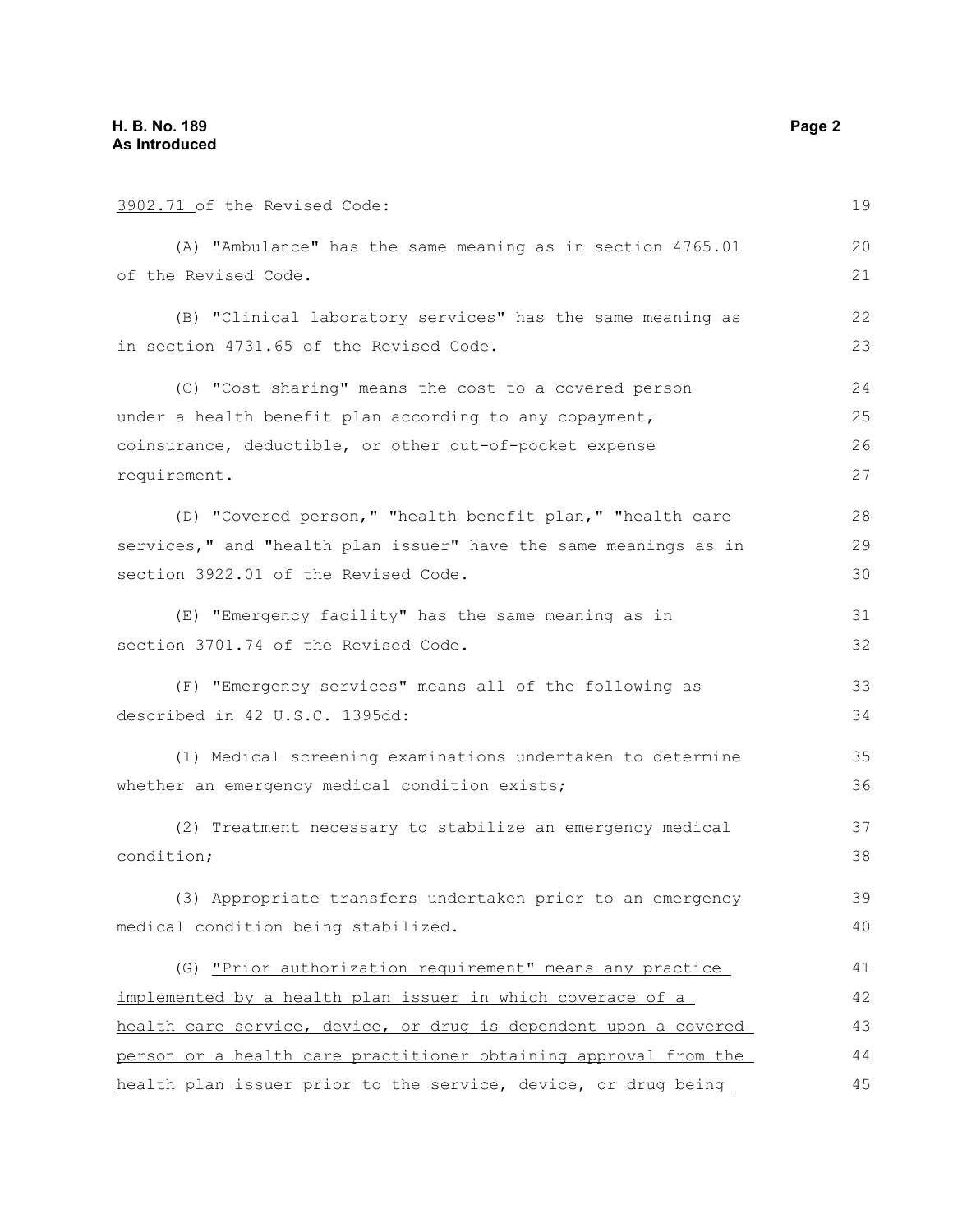3902.71 of the Revised Code:

(A) "Ambulance" has the same meaning as in section 4765.01 of the Revised Code.

(B) "Clinical laboratory services" has the same meaning as in section 4731.65 of the Revised Code.

(C) "Cost sharing" means the cost to a covered person under a health benefit plan according to any copayment, coinsurance, deductible, or other out-of-pocket expense requirement.

(D) "Covered person," "health benefit plan," "health care services," and "health plan issuer" have the same meanings as in section 3922.01 of the Revised Code.

(E) "Emergency facility" has the same meaning as in section 3701.74 of the Revised Code.

(F) "Emergency services" means all of the following as described in 42 U.S.C. 1395dd:

(1) Medical screening examinations undertaken to determine whether an emergency medical condition exists;

(2) Treatment necessary to stabilize an emergency medical condition;

(3) Appropriate transfers undertaken prior to an emergency medical condition being stabilized.

(G) "Prior authorization requirement" means any practice implemented by a health plan issuer in which coverage of a health care service, device, or drug is dependent upon a covered person or a health care practitioner obtaining approval from the health plan issuer prior to the service, device, or drug being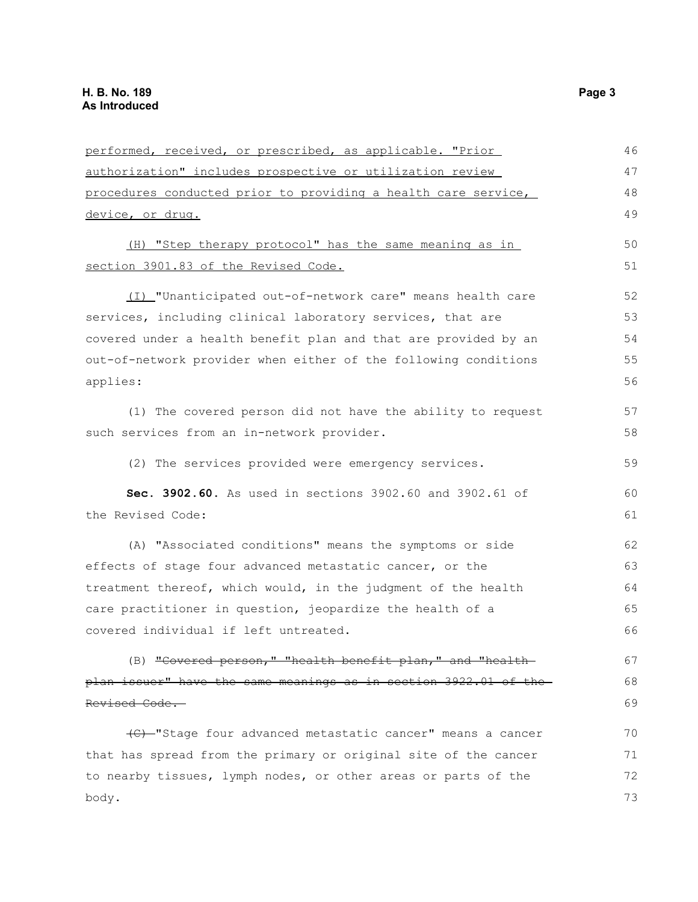performed, received, or prescribed, as applicable. "Prior authorization" includes prospective or utilization review procedures conducted prior to providing a health care service, device, or drug.

(H) "Step therapy protocol" has the same meaning as in section 3901.83 of the Revised Code.

(I) "Unanticipated out-of-network care" means health care services, including clinical laboratory services, that are covered under a health benefit plan and that are provided by an out-of-network provider when either of the following conditions applies:

(1) The covered person did not have the ability to request such services from an in-network provider.

(2) The services provided were emergency services.

**Sec. 3902.60.** As used in sections 3902.60 and 3902.61 of the Revised Code:

(A) "Associated conditions" means the symptoms or side effects of stage four advanced metastatic cancer, or the treatment thereof, which would, in the judgment of the health care practitioner in question, jeopardize the health of a covered individual if left untreated.

(B) ~~"Covered person," "health benefit plan," and "health plan issuer" have the same meanings as in section 3922.01 of the Revised Code.~~

~~(C)~~ "Stage four advanced metastatic cancer" means a cancer that has spread from the primary or original site of the cancer to nearby tissues, lymph nodes, or other areas or parts of the body.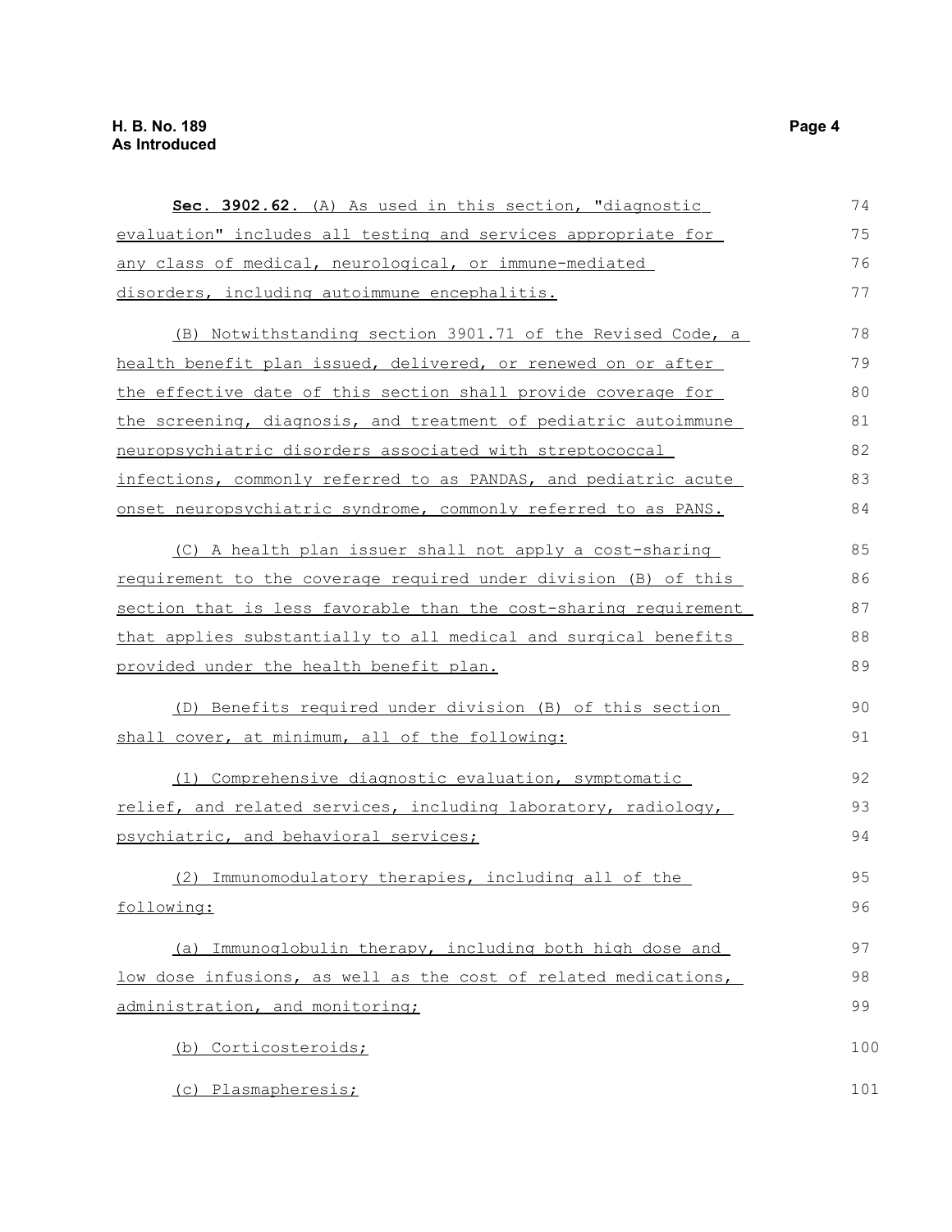**Sec. 3902.62.** (A) As used in this section, "diagnostic evaluation" includes all testing and services appropriate for any class of medical, neurological, or immune-mediated disorders, including autoimmune encephalitis.

(B) Notwithstanding section 3901.71 of the Revised Code, a health benefit plan issued, delivered, or renewed on or after the effective date of this section shall provide coverage for the screening, diagnosis, and treatment of pediatric autoimmune neuropsychiatric disorders associated with streptococcal infections, commonly referred to as PANDAS, and pediatric acute onset neuropsychiatric syndrome, commonly referred to as PANS.

(C) A health plan issuer shall not apply a cost-sharing requirement to the coverage required under division (B) of this section that is less favorable than the cost-sharing requirement that applies substantially to all medical and surgical benefits provided under the health benefit plan.

(D) Benefits required under division (B) of this section shall cover, at minimum, all of the following:

(1) Comprehensive diagnostic evaluation, symptomatic relief, and related services, including laboratory, radiology, psychiatric, and behavioral services;

(2) Immunomodulatory therapies, including all of the following:

(a) Immunoglobulin therapy, including both high dose and low dose infusions, as well as the cost of related medications, administration, and monitoring;

(b) Corticosteroids;

(c) Plasmapheresis;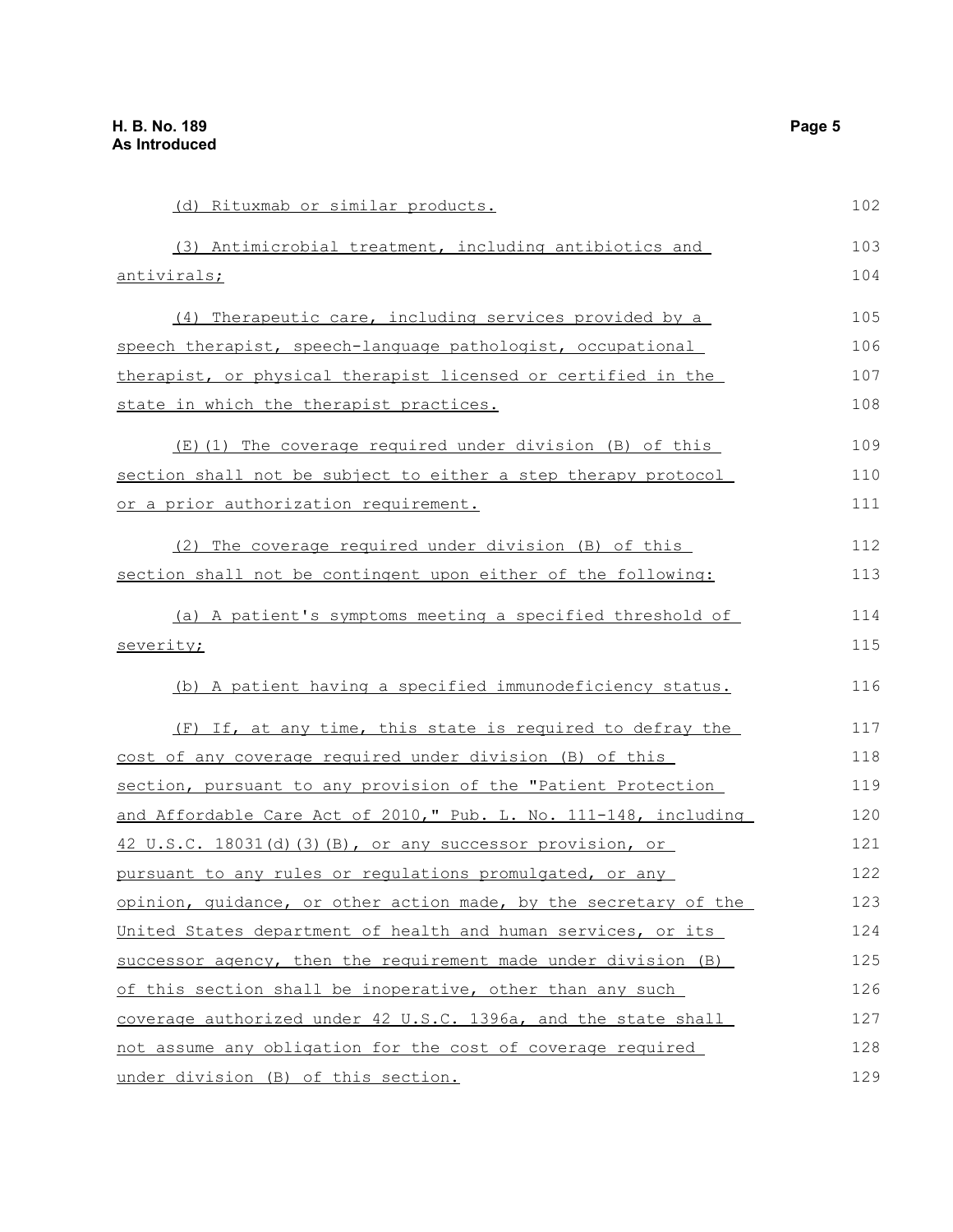(d) Rituxmab or similar products.

(3) Antimicrobial treatment, including antibiotics and antivirals;

(4) Therapeutic care, including services provided by a speech therapist, speech-language pathologist, occupational therapist, or physical therapist licensed or certified in the state in which the therapist practices.

(E)(1) The coverage required under division (B) of this section shall not be subject to either a step therapy protocol or a prior authorization requirement.

(2) The coverage required under division (B) of this section shall not be contingent upon either of the following:

(a) A patient's symptoms meeting a specified threshold of severity;

(b) A patient having a specified immunodeficiency status.

(F) If, at any time, this state is required to defray the cost of any coverage required under division (B) of this section, pursuant to any provision of the "Patient Protection and Affordable Care Act of 2010," Pub. L. No. 111-148, including 42 U.S.C. 18031(d)(3)(B), or any successor provision, or pursuant to any rules or regulations promulgated, or any opinion, guidance, or other action made, by the secretary of the United States department of health and human services, or its successor agency, then the requirement made under division (B) of this section shall be inoperative, other than any such coverage authorized under 42 U.S.C. 1396a, and the state shall not assume any obligation for the cost of coverage required under division (B) of this section.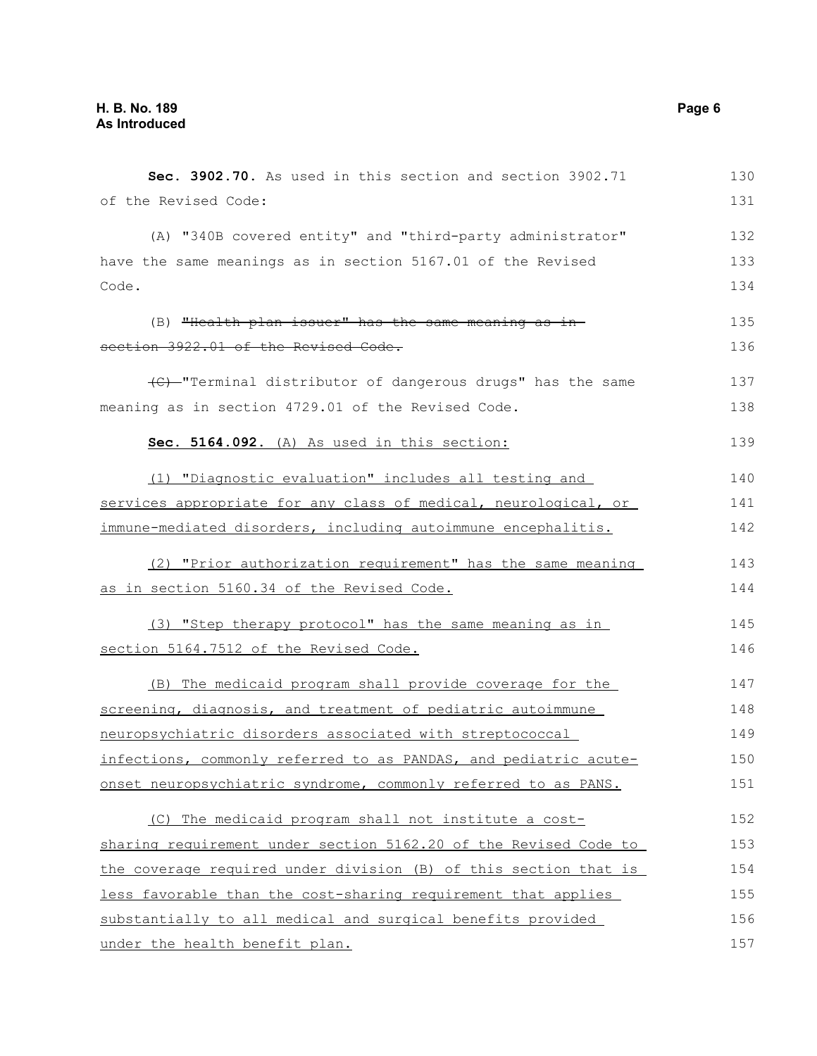**Sec. 3902.70.** As used in this section and section 3902.71 of the Revised Code:

(A) "340B covered entity" and "third-party administrator" have the same meanings as in section 5167.01 of the Revised Code.

(B) ~~"Health plan issuer" has the same meaning as in section 3922.01 of the Revised Code.~~

~~(C)~~ "Terminal distributor of dangerous drugs" has the same meaning as in section 4729.01 of the Revised Code.

<u>**Sec. 5164.092.** (A) As used in this section:</u>

<u>(1) "Diagnostic evaluation" includes all testing and services appropriate for any class of medical, neurological, or immune-mediated disorders, including autoimmune encephalitis.</u>

<u>(2) "Prior authorization requirement" has the same meaning as in section 5160.34 of the Revised Code.</u>

<u>(3) "Step therapy protocol" has the same meaning as in section 5164.7512 of the Revised Code.</u>

<u>(B) The medicaid program shall provide coverage for the screening, diagnosis, and treatment of pediatric autoimmune neuropsychiatric disorders associated with streptococcal infections, commonly referred to as PANDAS, and pediatric acute-onset neuropsychiatric syndrome, commonly referred to as PANS.</u>

<u>(C) The medicaid program shall not institute a cost-sharing requirement under section 5162.20 of the Revised Code to the coverage required under division (B) of this section that is less favorable than the cost-sharing requirement that applies substantially to all medical and surgical benefits provided under the health benefit plan.</u>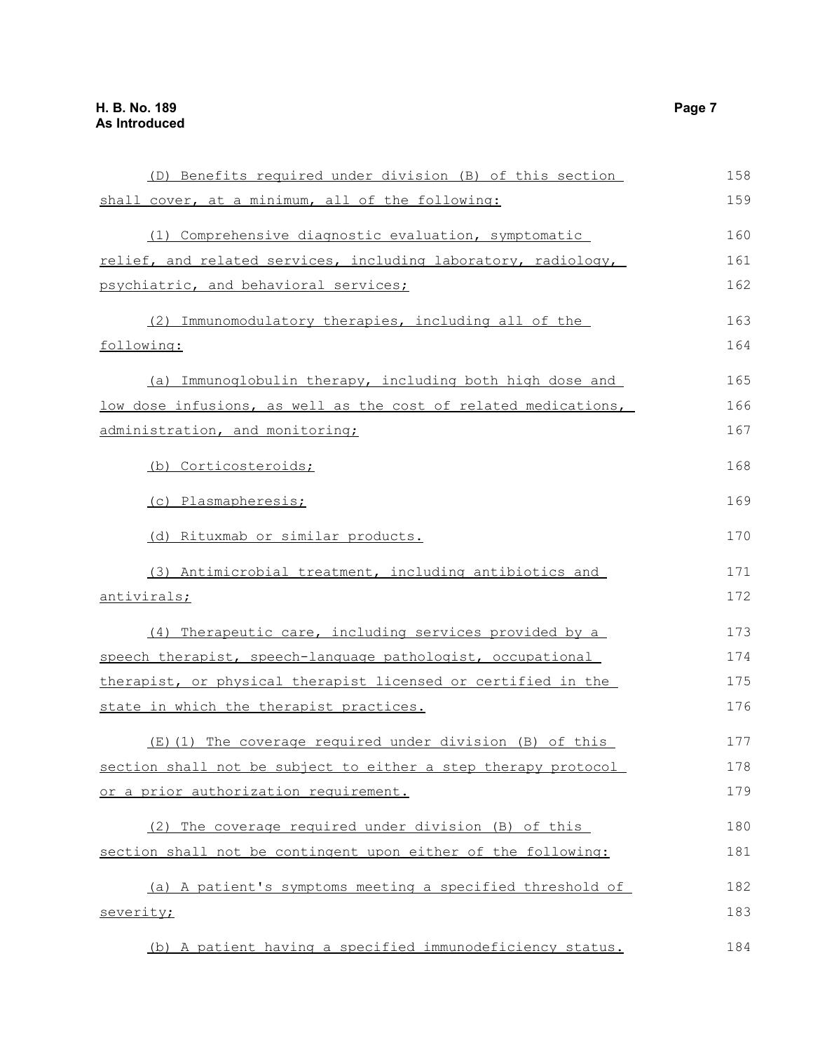(D) Benefits required under division (B) of this section shall cover, at a minimum, all of the following:

(1) Comprehensive diagnostic evaluation, symptomatic relief, and related services, including laboratory, radiology, psychiatric, and behavioral services;

(2) Immunomodulatory therapies, including all of the following:

(a) Immunoglobulin therapy, including both high dose and low dose infusions, as well as the cost of related medications, administration, and monitoring;

(b) Corticosteroids;

(c) Plasmapheresis;

(d) Rituxmab or similar products.

(3) Antimicrobial treatment, including antibiotics and antivirals;

(4) Therapeutic care, including services provided by a speech therapist, speech-language pathologist, occupational therapist, or physical therapist licensed or certified in the state in which the therapist practices.

(E)(1) The coverage required under division (B) of this section shall not be subject to either a step therapy protocol or a prior authorization requirement.

(2) The coverage required under division (B) of this section shall not be contingent upon either of the following:

(a) A patient's symptoms meeting a specified threshold of severity;

(b) A patient having a specified immunodeficiency status.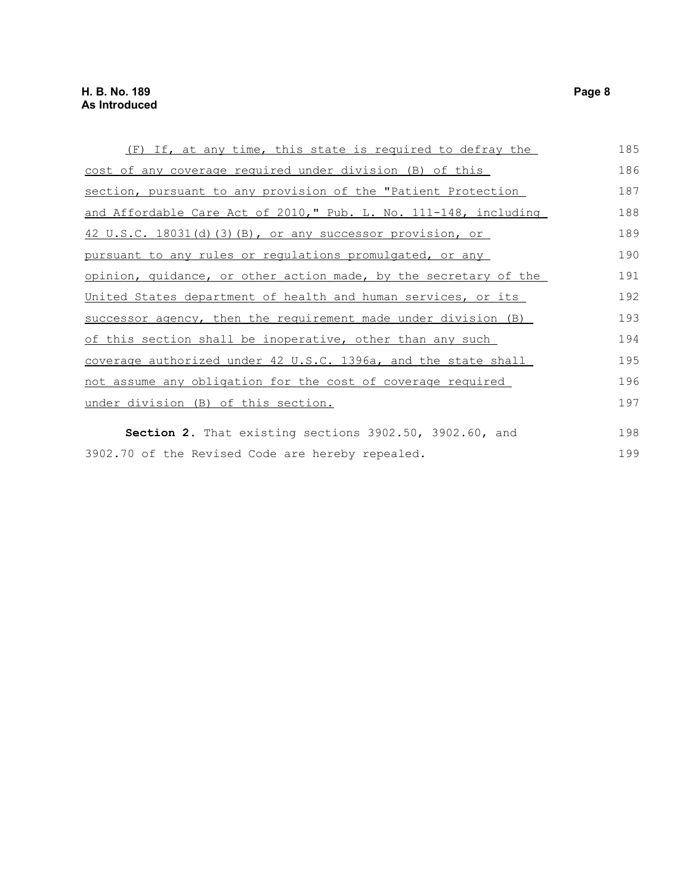(F) If, at any time, this state is required to defray the cost of any coverage required under division (B) of this section, pursuant to any provision of the "Patient Protection and Affordable Care Act of 2010," Pub. L. No. 111-148, including 42 U.S.C. 18031(d)(3)(B), or any successor provision, or pursuant to any rules or regulations promulgated, or any opinion, guidance, or other action made, by the secretary of the United States department of health and human services, or its successor agency, then the requirement made under division (B) of this section shall be inoperative, other than any such coverage authorized under 42 U.S.C. 1396a, and the state shall not assume any obligation for the cost of coverage required under division (B) of this section.

**Section 2.** That existing sections 3902.50, 3902.60, and 3902.70 of the Revised Code are hereby repealed.